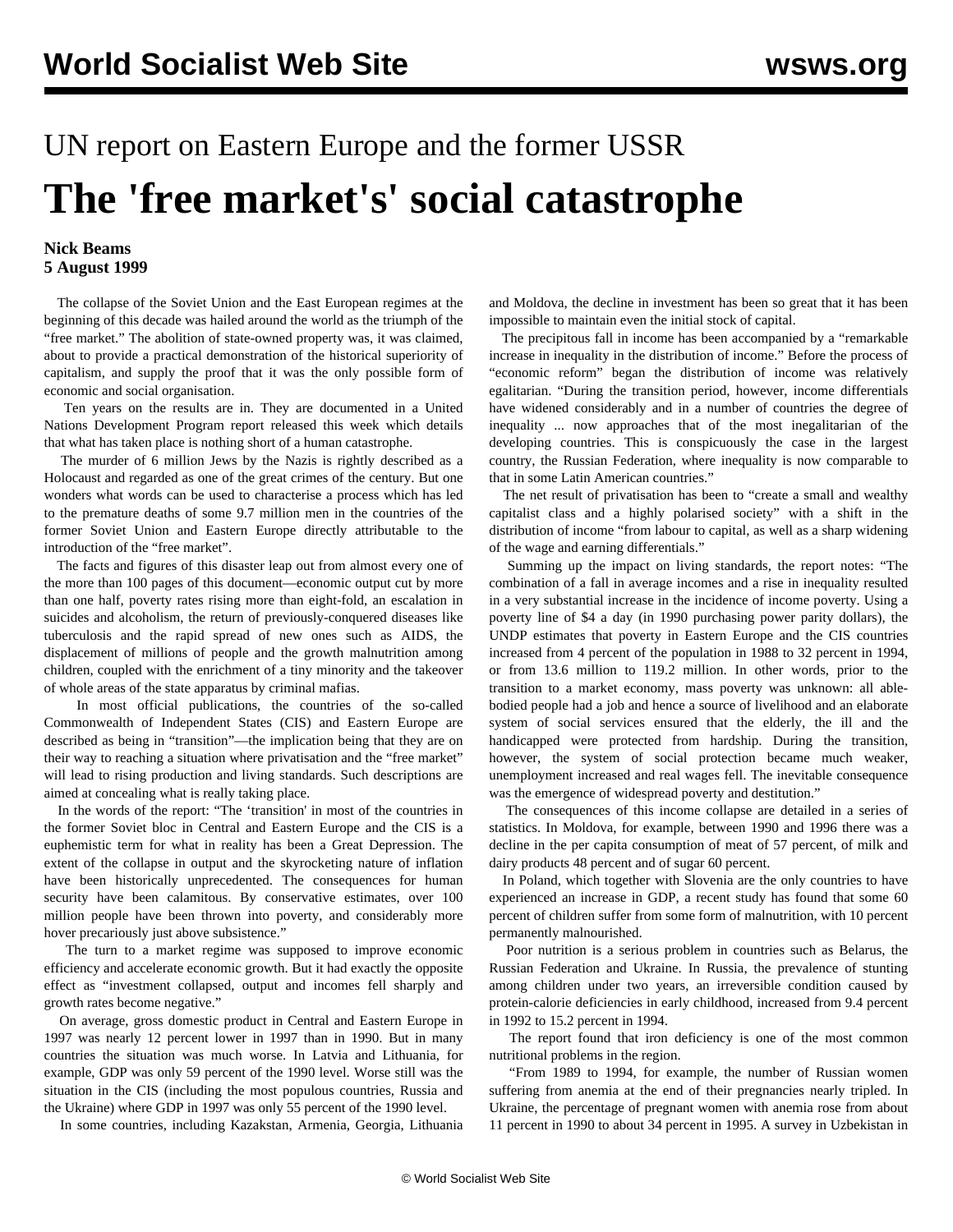# UN report on Eastern Europe and the former USSR

# The 'free market's' social catastrophe

**Nick Beams**
**5 August 1999**

The collapse of the Soviet Union and the East European regimes at the beginning of this decade was hailed around the world as the triumph of the "free market." The abolition of state-owned property was, it was claimed, about to provide a practical demonstration of the historical superiority of capitalism, and supply the proof that it was the only possible form of economic and social organisation.

Ten years on the results are in. They are documented in a United Nations Development Program report released this week which details that what has taken place is nothing short of a human catastrophe.

The murder of 6 million Jews by the Nazis is rightly described as a Holocaust and regarded as one of the great crimes of the century. But one wonders what words can be used to characterise a process which has led to the premature deaths of some 9.7 million men in the countries of the former Soviet Union and Eastern Europe directly attributable to the introduction of the "free market".

The facts and figures of this disaster leap out from almost every one of the more than 100 pages of this document—economic output cut by more than one half, poverty rates rising more than eight-fold, an escalation in suicides and alcoholism, the return of previously-conquered diseases like tuberculosis and the rapid spread of new ones such as AIDS, the displacement of millions of people and the growth malnutrition among children, coupled with the enrichment of a tiny minority and the takeover of whole areas of the state apparatus by criminal mafias.

In most official publications, the countries of the so-called Commonwealth of Independent States (CIS) and Eastern Europe are described as being in "transition"—the implication being that they are on their way to reaching a situation where privatisation and the "free market" will lead to rising production and living standards. Such descriptions are aimed at concealing what is really taking place.

In the words of the report: "The 'transition' in most of the countries in the former Soviet bloc in Central and Eastern Europe and the CIS is a euphemistic term for what in reality has been a Great Depression. The extent of the collapse in output and the skyrocketing nature of inflation have been historically unprecedented. The consequences for human security have been calamitous. By conservative estimates, over 100 million people have been thrown into poverty, and considerably more hover precariously just above subsistence."

The turn to a market regime was supposed to improve economic efficiency and accelerate economic growth. But it had exactly the opposite effect as "investment collapsed, output and incomes fell sharply and growth rates become negative."

On average, gross domestic product in Central and Eastern Europe in 1997 was nearly 12 percent lower in 1997 than in 1990. But in many countries the situation was much worse. In Latvia and Lithuania, for example, GDP was only 59 percent of the 1990 level. Worse still was the situation in the CIS (including the most populous countries, Russia and the Ukraine) where GDP in 1997 was only 55 percent of the 1990 level.

In some countries, including Kazakstan, Armenia, Georgia, Lithuania and Moldova, the decline in investment has been so great that it has been impossible to maintain even the initial stock of capital.

The precipitous fall in income has been accompanied by a "remarkable increase in inequality in the distribution of income." Before the process of "economic reform" began the distribution of income was relatively egalitarian. "During the transition period, however, income differentials have widened considerably and in a number of countries the degree of inequality ... now approaches that of the most inegalitarian of the developing countries. This is conspicuously the case in the largest country, the Russian Federation, where inequality is now comparable to that in some Latin American countries."

The net result of privatisation has been to "create a small and wealthy capitalist class and a highly polarised society" with a shift in the distribution of income "from labour to capital, as well as a sharp widening of the wage and earning differentials."

Summing up the impact on living standards, the report notes: "The combination of a fall in average incomes and a rise in inequality resulted in a very substantial increase in the incidence of income poverty. Using a poverty line of $4 a day (in 1990 purchasing power parity dollars), the UNDP estimates that poverty in Eastern Europe and the CIS countries increased from 4 percent of the population in 1988 to 32 percent in 1994, or from 13.6 million to 119.2 million. In other words, prior to the transition to a market economy, mass poverty was unknown: all able-bodied people had a job and hence a source of livelihood and an elaborate system of social services ensured that the elderly, the ill and the handicapped were protected from hardship. During the transition, however, the system of social protection became much weaker, unemployment increased and real wages fell. The inevitable consequence was the emergence of widespread poverty and destitution."

The consequences of this income collapse are detailed in a series of statistics. In Moldova, for example, between 1990 and 1996 there was a decline in the per capita consumption of meat of 57 percent, of milk and dairy products 48 percent and of sugar 60 percent.

In Poland, which together with Slovenia are the only countries to have experienced an increase in GDP, a recent study has found that some 60 percent of children suffer from some form of malnutrition, with 10 percent permanently malnourished.

Poor nutrition is a serious problem in countries such as Belarus, the Russian Federation and Ukraine. In Russia, the prevalence of stunting among children under two years, an irreversible condition caused by protein-calorie deficiencies in early childhood, increased from 9.4 percent in 1992 to 15.2 percent in 1994.

The report found that iron deficiency is one of the most common nutritional problems in the region.

"From 1989 to 1994, for example, the number of Russian women suffering from anemia at the end of their pregnancies nearly tripled. In Ukraine, the percentage of pregnant women with anemia rose from about 11 percent in 1990 to about 34 percent in 1995. A survey in Uzbekistan in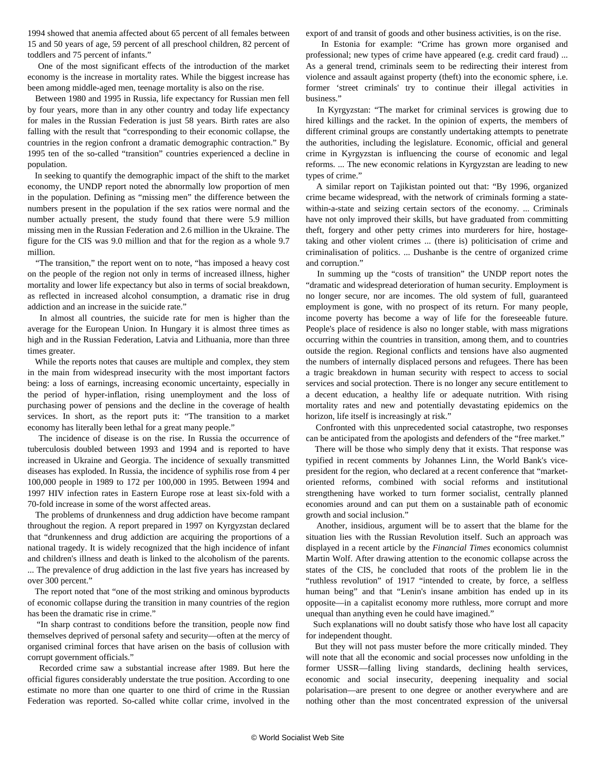1994 showed that anemia affected about 65 percent of all females between 15 and 50 years of age, 59 percent of all preschool children, 82 percent of toddlers and 75 percent of infants."

One of the most significant effects of the introduction of the market economy is the increase in mortality rates. While the biggest increase has been among middle-aged men, teenage mortality is also on the rise.

Between 1980 and 1995 in Russia, life expectancy for Russian men fell by four years, more than in any other country and today life expectancy for males in the Russian Federation is just 58 years. Birth rates are also falling with the result that "corresponding to their economic collapse, the countries in the region confront a dramatic demographic contraction." By 1995 ten of the so-called "transition" countries experienced a decline in population.

In seeking to quantify the demographic impact of the shift to the market economy, the UNDP report noted the abnormally low proportion of men in the population. Defining as "missing men" the difference between the numbers present in the population if the sex ratios were normal and the number actually present, the study found that there were 5.9 million missing men in the Russian Federation and 2.6 million in the Ukraine. The figure for the CIS was 9.0 million and that for the region as a whole 9.7 million.

"The transition," the report went on to note, "has imposed a heavy cost on the people of the region not only in terms of increased illness, higher mortality and lower life expectancy but also in terms of social breakdown, as reflected in increased alcohol consumption, a dramatic rise in drug addiction and an increase in the suicide rate."

In almost all countries, the suicide rate for men is higher than the average for the European Union. In Hungary it is almost three times as high and in the Russian Federation, Latvia and Lithuania, more than three times greater.

While the reports notes that causes are multiple and complex, they stem in the main from widespread insecurity with the most important factors being: a loss of earnings, increasing economic uncertainty, especially in the period of hyper-inflation, rising unemployment and the loss of purchasing power of pensions and the decline in the coverage of health services. In short, as the report puts it: "The transition to a market economy has literally been lethal for a great many people."

The incidence of disease is on the rise. In Russia the occurrence of tuberculosis doubled between 1993 and 1994 and is reported to have increased in Ukraine and Georgia. The incidence of sexually transmitted diseases has exploded. In Russia, the incidence of syphilis rose from 4 per 100,000 people in 1989 to 172 per 100,000 in 1995. Between 1994 and 1997 HIV infection rates in Eastern Europe rose at least six-fold with a 70-fold increase in some of the worst affected areas.

The problems of drunkenness and drug addiction have become rampant throughout the region. A report prepared in 1997 on Kyrgyzstan declared that "drunkenness and drug addiction are acquiring the proportions of a national tragedy. It is widely recognized that the high incidence of infant and children's illness and death is linked to the alcoholism of the parents. ... The prevalence of drug addiction in the last five years has increased by over 300 percent."

The report noted that "one of the most striking and ominous byproducts of economic collapse during the transition in many countries of the region has been the dramatic rise in crime."

"In sharp contrast to conditions before the transition, people now find themselves deprived of personal safety and security—often at the mercy of organised criminal forces that have arisen on the basis of collusion with corrupt government officials."

Recorded crime saw a substantial increase after 1989. But here the official figures considerably understate the true position. According to one estimate no more than one quarter to one third of crime in the Russian Federation was reported. So-called white collar crime, involved in the export of and transit of goods and other business activities, is on the rise.

In Estonia for example: "Crime has grown more organised and professional; new types of crime have appeared (e.g. credit card fraud) ... As a general trend, criminals seem to be redirecting their interest from violence and assault against property (theft) into the economic sphere, i.e. former 'street criminals' try to continue their illegal activities in business."

In Kyrgyzstan: "The market for criminal services is growing due to hired killings and the racket. In the opinion of experts, the members of different criminal groups are constantly undertaking attempts to penetrate the authorities, including the legislature. Economic, official and general crime in Kyrgyzstan is influencing the course of economic and legal reforms. ... The new economic relations in Kyrgyzstan are leading to new types of crime."

A similar report on Tajikistan pointed out that: "By 1996, organized crime became widespread, with the network of criminals forming a state-within-a-state and seizing certain sectors of the economy. ... Criminals have not only improved their skills, but have graduated from committing theft, forgery and other petty crimes into murderers for hire, hostage-taking and other violent crimes ... (there is) politicisation of crime and criminalisation of politics. ... Dushanbe is the centre of organized crime and corruption."

In summing up the "costs of transition" the UNDP report notes the "dramatic and widespread deterioration of human security. Employment is no longer secure, nor are incomes. The old system of full, guaranteed employment is gone, with no prospect of its return. For many people, income poverty has become a way of life for the foreseeable future. People's place of residence is also no longer stable, with mass migrations occurring within the countries in transition, among them, and to countries outside the region. Regional conflicts and tensions have also augmented the numbers of internally displaced persons and refugees. There has been a tragic breakdown in human security with respect to access to social services and social protection. There is no longer any secure entitlement to a decent education, a healthy life or adequate nutrition. With rising mortality rates and new and potentially devastating epidemics on the horizon, life itself is increasingly at risk."

Confronted with this unprecedented social catastrophe, two responses can be anticipated from the apologists and defenders of the "free market."

There will be those who simply deny that it exists. That response was typified in recent comments by Johannes Linn, the World Bank's vice-president for the region, who declared at a recent conference that "market-oriented reforms, combined with social reforms and institutional strengthening have worked to turn former socialist, centrally planned economies around and can put them on a sustainable path of economic growth and social inclusion."

Another, insidious, argument will be to assert that the blame for the situation lies with the Russian Revolution itself. Such an approach was displayed in a recent article by the *Financial Times* economics columnist Martin Wolf. After drawing attention to the economic collapse across the states of the CIS, he concluded that roots of the problem lie in the "ruthless revolution" of 1917 "intended to create, by force, a selfless human being" and that "Lenin's insane ambition has ended up in its opposite—in a capitalist economy more ruthless, more corrupt and more unequal than anything even he could have imagined."

Such explanations will no doubt satisfy those who have lost all capacity for independent thought.

But they will not pass muster before the more critically minded. They will note that all the economic and social processes now unfolding in the former USSR—falling living standards, declining health services, economic and social insecurity, deepening inequality and social polarisation—are present to one degree or another everywhere and are nothing other than the most concentrated expression of the universal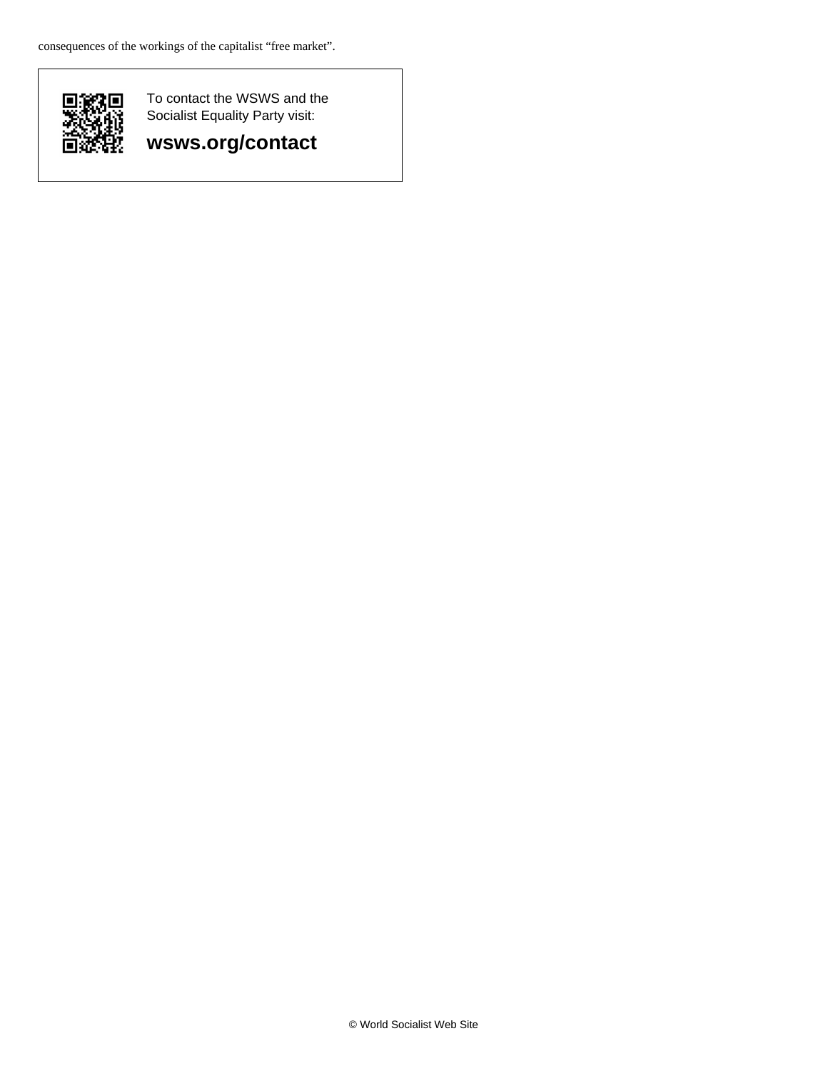consequences of the workings of the capitalist "free market".

To contact the WSWS and the Socialist Equality Party visit:

**wsws.org/contact**